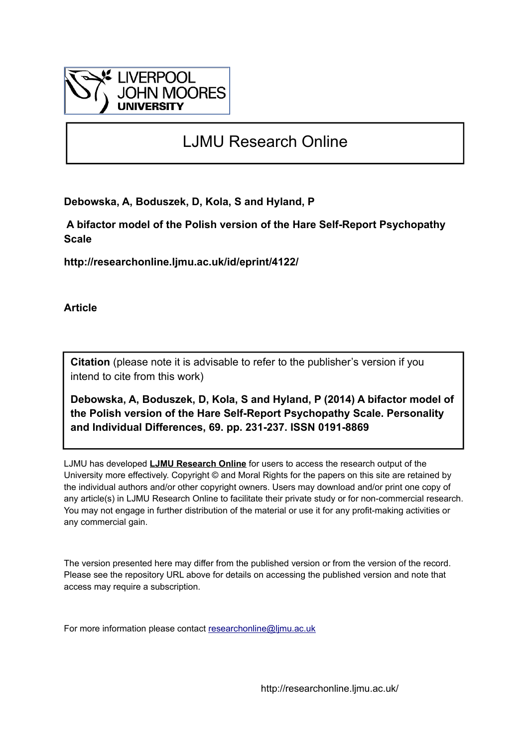LIVERPOOL JOHN MOORES UNIVERSITY

# LJMU Research Online

**Debowska, A, Boduszek, D, Kola, S and Hyland, P**

**A bifactor model of the Polish version of the Hare Self-Report Psychopathy Scale**

**http://researchonline.ljmu.ac.uk/id/eprint/4122/**

**Article**

**Citation** (please note it is advisable to refer to the publisher's version if you intend to cite from this work)

**Debowska, A, Boduszek, D, Kola, S and Hyland, P (2014) A bifactor model of the Polish version of the Hare Self-Report Psychopathy Scale. Personality and Individual Differences, 69. pp. 231-237. ISSN 0191-8869**

LJMU has developed **LJMU Research Online** for users to access the research output of the University more effectively. Copyright © and Moral Rights for the papers on this site are retained by the individual authors and/or other copyright owners. Users may download and/or print one copy of any article(s) in LJMU Research Online to facilitate their private study or for non-commercial research. You may not engage in further distribution of the material or use it for any profit-making activities or any commercial gain.

The version presented here may differ from the published version or from the version of the record. Please see the repository URL above for details on accessing the published version and note that access may require a subscription.

For more information please contact researchonline@ljmu.ac.uk

http://researchonline.ljmu.ac.uk/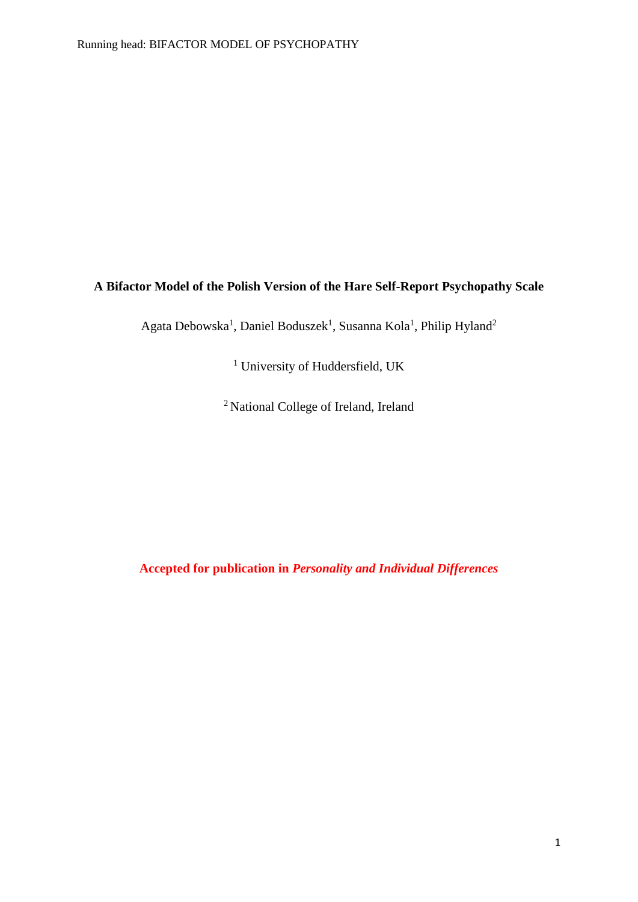**A Bifactor Model of the Polish Version of the Hare Self-Report Psychopathy Scale**

Agata Debowska[1], Daniel Boduszek[1], Susanna Kola[1], Philip Hyland[2]

[1] University of Huddersfield, UK

[2] National College of Ireland, Ireland

**Accepted for publication in *Personality and Individual Differences***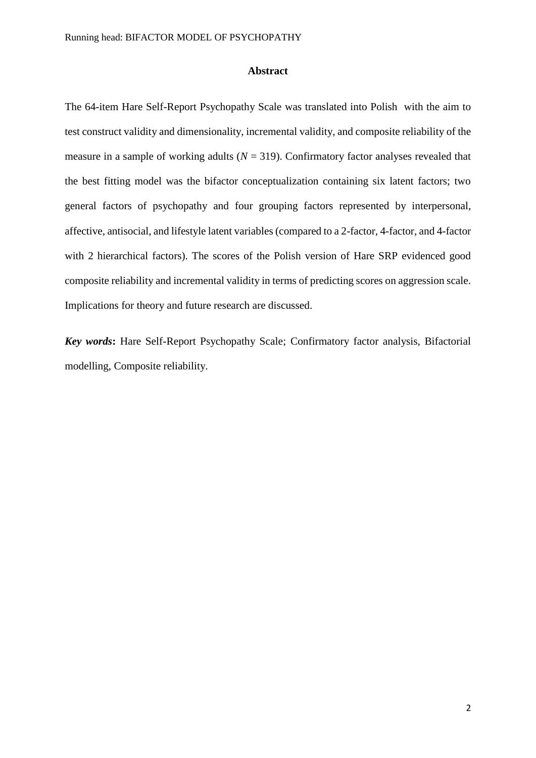## Abstract

The 64-item Hare Self-Report Psychopathy Scale was translated into Polish with the aim to test construct validity and dimensionality, incremental validity, and composite reliability of the measure in a sample of working adults ($N = 319$). Confirmatory factor analyses revealed that the best fitting model was the bifactor conceptualization containing six latent factors; two general factors of psychopathy and four grouping factors represented by interpersonal, affective, antisocial, and lifestyle latent variables (compared to a 2-factor, 4-factor, and 4-factor with 2 hierarchical factors). The scores of the Polish version of Hare SRP evidenced good composite reliability and incremental validity in terms of predicting scores on aggression scale. Implications for theory and future research are discussed.

***Key words*:** Hare Self-Report Psychopathy Scale; Confirmatory factor analysis, Bifactorial modelling, Composite reliability.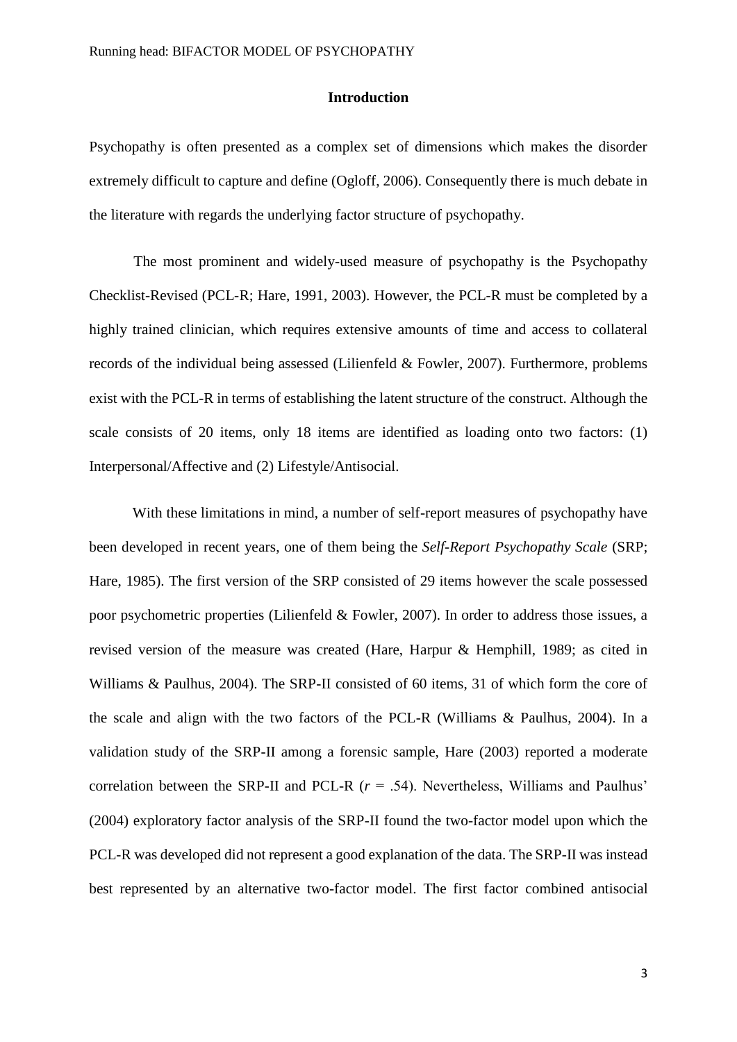## Introduction

Psychopathy is often presented as a complex set of dimensions which makes the disorder extremely difficult to capture and define (Ogloff, 2006). Consequently there is much debate in the literature with regards the underlying factor structure of psychopathy.

The most prominent and widely-used measure of psychopathy is the Psychopathy Checklist-Revised (PCL-R; Hare, 1991, 2003). However, the PCL-R must be completed by a highly trained clinician, which requires extensive amounts of time and access to collateral records of the individual being assessed (Lilienfeld & Fowler, 2007). Furthermore, problems exist with the PCL-R in terms of establishing the latent structure of the construct. Although the scale consists of 20 items, only 18 items are identified as loading onto two factors: (1) Interpersonal/Affective and (2) Lifestyle/Antisocial.

With these limitations in mind, a number of self-report measures of psychopathy have been developed in recent years, one of them being the *Self-Report Psychopathy Scale* (SRP; Hare, 1985). The first version of the SRP consisted of 29 items however the scale possessed poor psychometric properties (Lilienfeld & Fowler, 2007). In order to address those issues, a revised version of the measure was created (Hare, Harpur & Hemphill, 1989; as cited in Williams & Paulhus, 2004). The SRP-II consisted of 60 items, 31 of which form the core of the scale and align with the two factors of the PCL-R (Williams & Paulhus, 2004). In a validation study of the SRP-II among a forensic sample, Hare (2003) reported a moderate correlation between the SRP-II and PCL-R ($r$ = .54). Nevertheless, Williams and Paulhus' (2004) exploratory factor analysis of the SRP-II found the two-factor model upon which the PCL-R was developed did not represent a good explanation of the data. The SRP-II was instead best represented by an alternative two-factor model. The first factor combined antisocial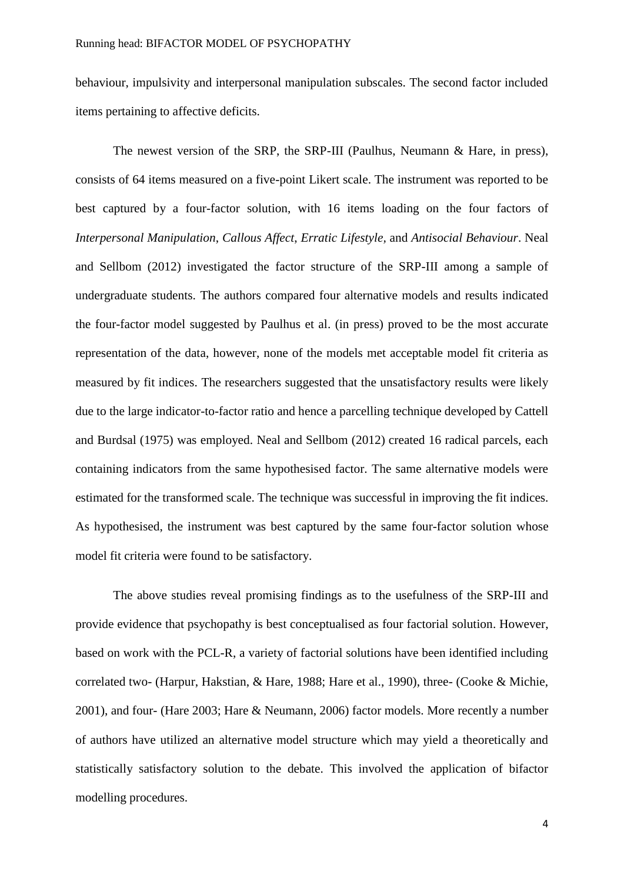behaviour, impulsivity and interpersonal manipulation subscales. The second factor included items pertaining to affective deficits.

The newest version of the SRP, the SRP-III (Paulhus, Neumann & Hare, in press), consists of 64 items measured on a five-point Likert scale. The instrument was reported to be best captured by a four-factor solution, with 16 items loading on the four factors of *Interpersonal Manipulation*, *Callous Affect*, *Erratic Lifestyle,* and *Antisocial Behaviour*. Neal and Sellbom (2012) investigated the factor structure of the SRP-III among a sample of undergraduate students. The authors compared four alternative models and results indicated the four-factor model suggested by Paulhus et al. (in press) proved to be the most accurate representation of the data, however, none of the models met acceptable model fit criteria as measured by fit indices. The researchers suggested that the unsatisfactory results were likely due to the large indicator-to-factor ratio and hence a parcelling technique developed by Cattell and Burdsal (1975) was employed. Neal and Sellbom (2012) created 16 radical parcels, each containing indicators from the same hypothesised factor. The same alternative models were estimated for the transformed scale. The technique was successful in improving the fit indices. As hypothesised, the instrument was best captured by the same four-factor solution whose model fit criteria were found to be satisfactory.

The above studies reveal promising findings as to the usefulness of the SRP-III and provide evidence that psychopathy is best conceptualised as four factorial solution. However, based on work with the PCL-R, a variety of factorial solutions have been identified including correlated two- (Harpur, Hakstian, & Hare, 1988; Hare et al., 1990), three- (Cooke & Michie, 2001), and four- (Hare 2003; Hare & Neumann, 2006) factor models. More recently a number of authors have utilized an alternative model structure which may yield a theoretically and statistically satisfactory solution to the debate. This involved the application of bifactor modelling procedures.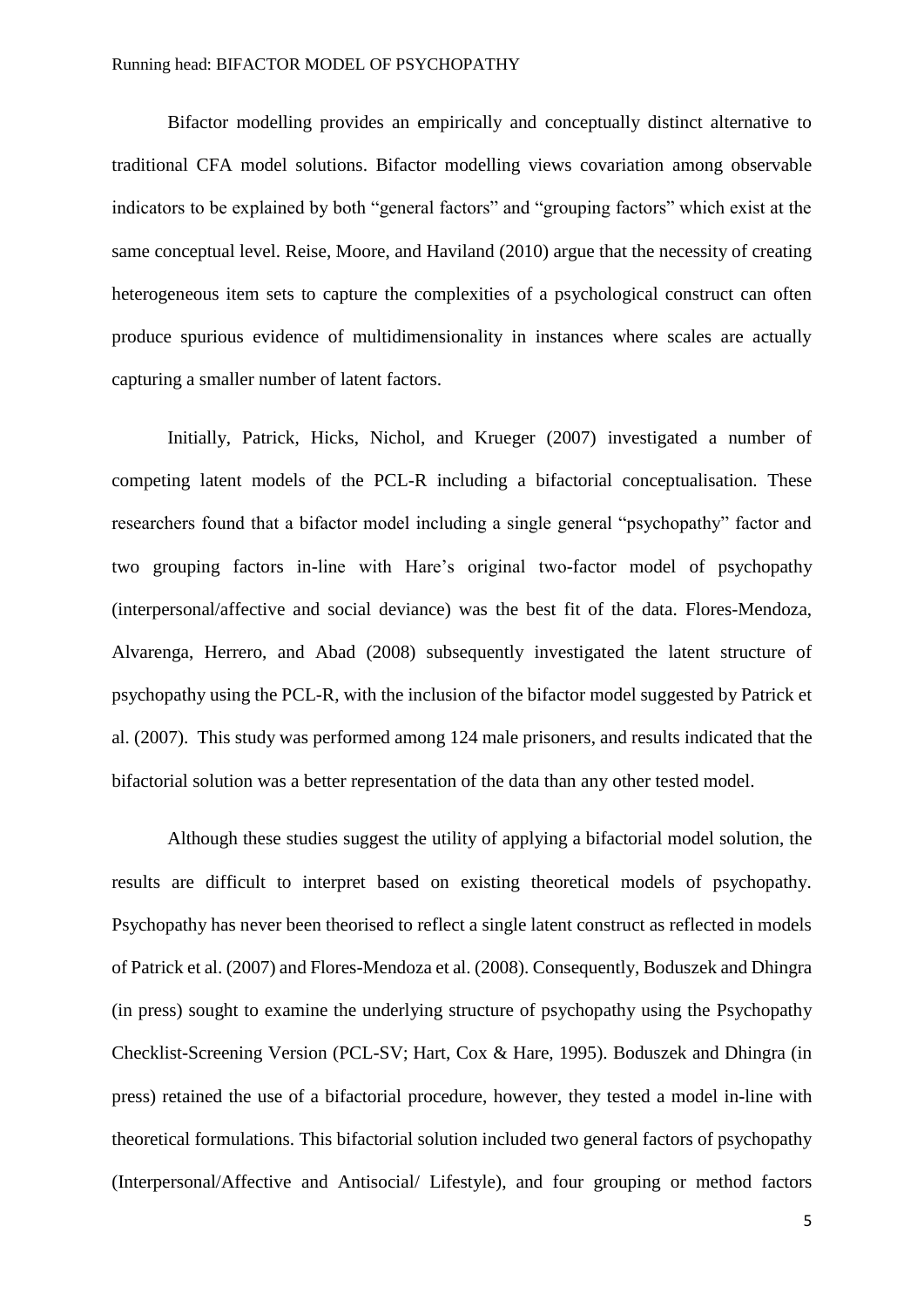Bifactor modelling provides an empirically and conceptually distinct alternative to traditional CFA model solutions. Bifactor modelling views covariation among observable indicators to be explained by both "general factors" and "grouping factors" which exist at the same conceptual level. Reise, Moore, and Haviland (2010) argue that the necessity of creating heterogeneous item sets to capture the complexities of a psychological construct can often produce spurious evidence of multidimensionality in instances where scales are actually capturing a smaller number of latent factors.

Initially, Patrick, Hicks, Nichol, and Krueger (2007) investigated a number of competing latent models of the PCL-R including a bifactorial conceptualisation. These researchers found that a bifactor model including a single general "psychopathy" factor and two grouping factors in-line with Hare's original two-factor model of psychopathy (interpersonal/affective and social deviance) was the best fit of the data. Flores-Mendoza, Alvarenga, Herrero, and Abad (2008) subsequently investigated the latent structure of psychopathy using the PCL-R, with the inclusion of the bifactor model suggested by Patrick et al. (2007). This study was performed among 124 male prisoners, and results indicated that the bifactorial solution was a better representation of the data than any other tested model.

Although these studies suggest the utility of applying a bifactorial model solution, the results are difficult to interpret based on existing theoretical models of psychopathy. Psychopathy has never been theorised to reflect a single latent construct as reflected in models of Patrick et al. (2007) and Flores-Mendoza et al. (2008). Consequently, Boduszek and Dhingra (in press) sought to examine the underlying structure of psychopathy using the Psychopathy Checklist-Screening Version (PCL-SV; Hart, Cox & Hare, 1995). Boduszek and Dhingra (in press) retained the use of a bifactorial procedure, however, they tested a model in-line with theoretical formulations. This bifactorial solution included two general factors of psychopathy (Interpersonal/Affective and Antisocial/ Lifestyle), and four grouping or method factors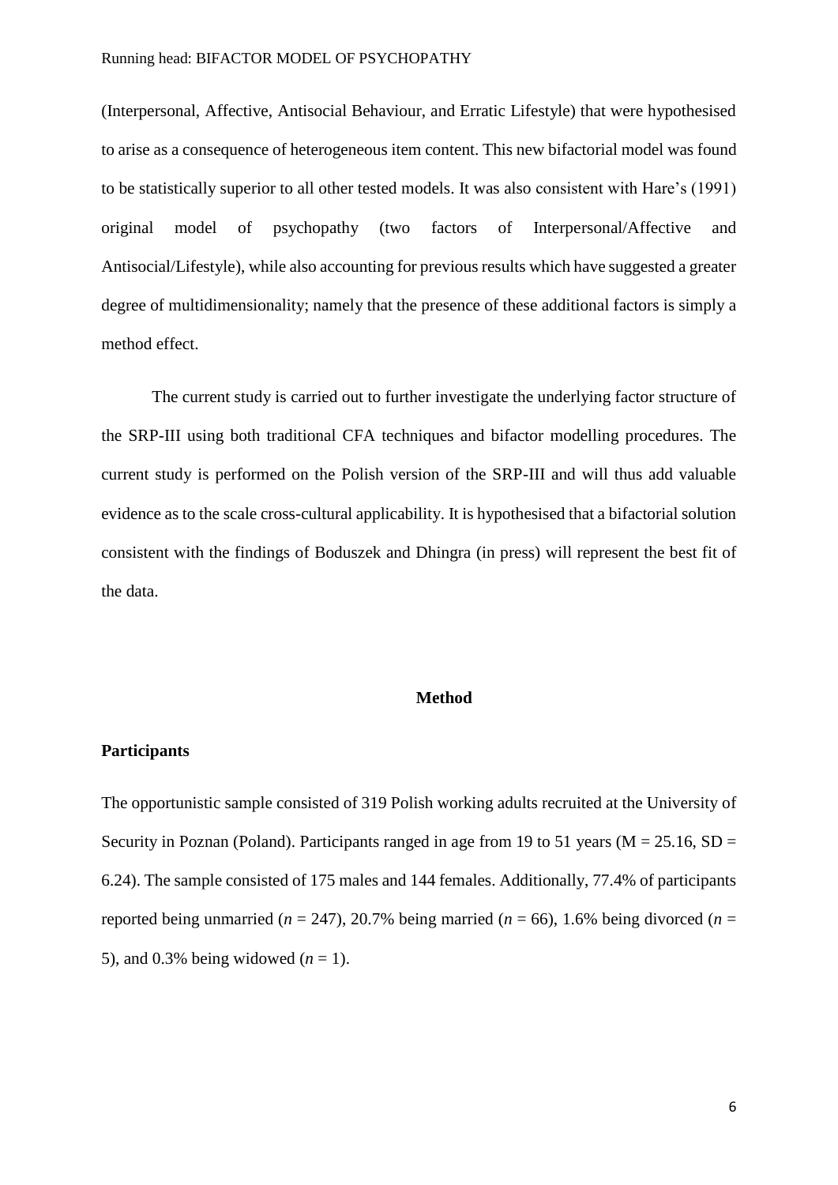(Interpersonal, Affective, Antisocial Behaviour, and Erratic Lifestyle) that were hypothesised to arise as a consequence of heterogeneous item content. This new bifactorial model was found to be statistically superior to all other tested models. It was also consistent with Hare's (1991) original model of psychopathy (two factors of Interpersonal/Affective and Antisocial/Lifestyle), while also accounting for previous results which have suggested a greater degree of multidimensionality; namely that the presence of these additional factors is simply a method effect.

The current study is carried out to further investigate the underlying factor structure of the SRP-III using both traditional CFA techniques and bifactor modelling procedures. The current study is performed on the Polish version of the SRP-III and will thus add valuable evidence as to the scale cross-cultural applicability. It is hypothesised that a bifactorial solution consistent with the findings of Boduszek and Dhingra (in press) will represent the best fit of the data.

## Method

### Participants

The opportunistic sample consisted of 319 Polish working adults recruited at the University of Security in Poznan (Poland). Participants ranged in age from 19 to 51 years ($M = 25.16$, $SD = 6.24$). The sample consisted of 175 males and 144 females. Additionally, 77.4% of participants reported being unmarried ($n = 247$), 20.7% being married ($n = 66$), 1.6% being divorced ($n = 5$), and 0.3% being widowed ($n = 1$).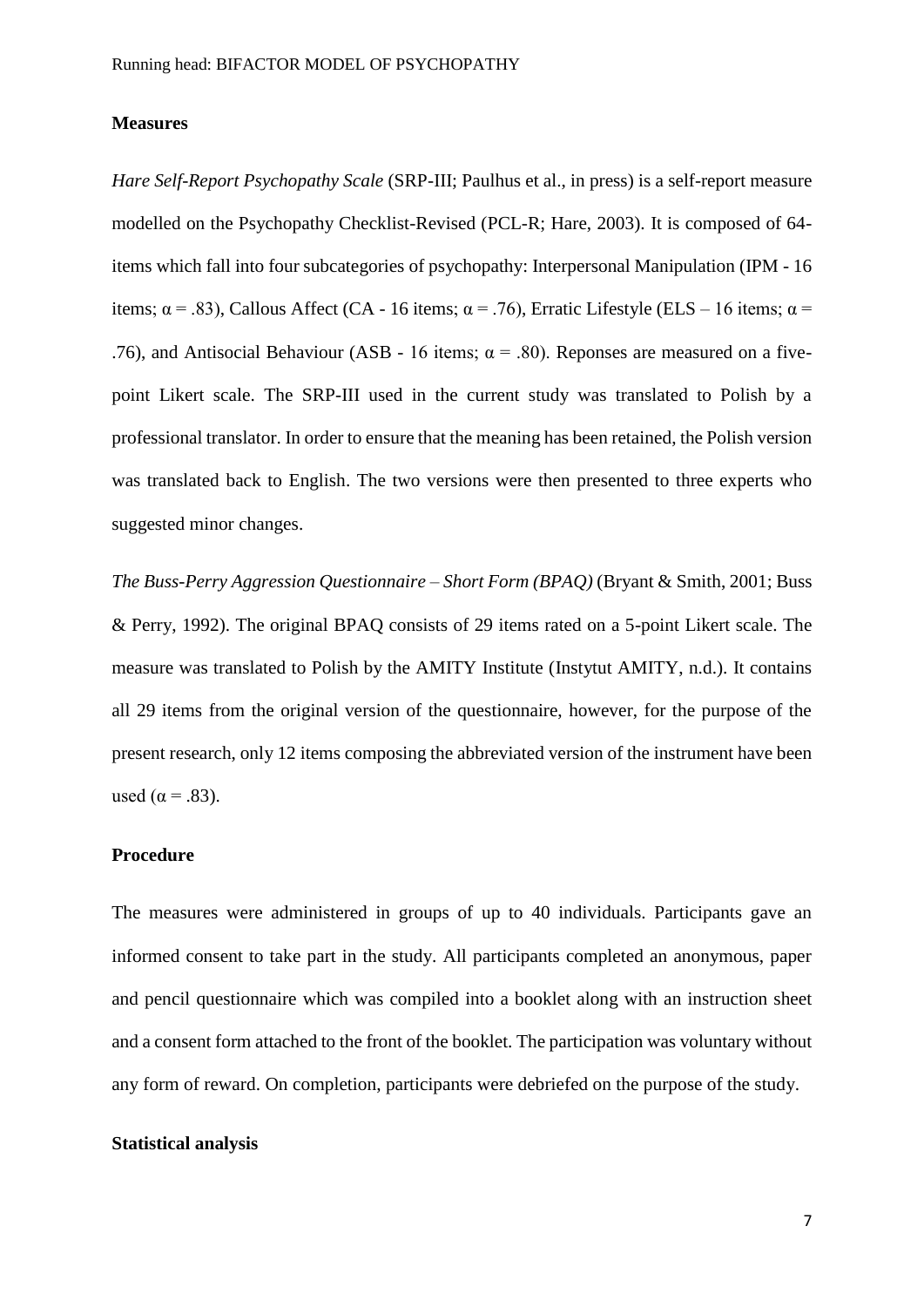## Measures

*Hare Self-Report Psychopathy Scale* (SRP-III; Paulhus et al., in press) is a self-report measure modelled on the Psychopathy Checklist-Revised (PCL-R; Hare, 2003). It is composed of 64-items which fall into four subcategories of psychopathy: Interpersonal Manipulation (IPM - 16 items; $\alpha = .83$), Callous Affect (CA - 16 items; $\alpha = .76$), Erratic Lifestyle (ELS – 16 items; $\alpha = .76$), and Antisocial Behaviour (ASB - 16 items; $\alpha = .80$). Reponses are measured on a five-point Likert scale. The SRP-III used in the current study was translated to Polish by a professional translator. In order to ensure that the meaning has been retained, the Polish version was translated back to English. The two versions were then presented to three experts who suggested minor changes.

*The Buss-Perry Aggression Questionnaire – Short Form (BPAQ)* (Bryant & Smith, 2001; Buss & Perry, 1992). The original BPAQ consists of 29 items rated on a 5-point Likert scale. The measure was translated to Polish by the AMITY Institute (Instytut AMITY, n.d.). It contains all 29 items from the original version of the questionnaire, however, for the purpose of the present research, only 12 items composing the abbreviated version of the instrument have been used ($\alpha = .83$).

## Procedure

The measures were administered in groups of up to 40 individuals. Participants gave an informed consent to take part in the study. All participants completed an anonymous, paper and pencil questionnaire which was compiled into a booklet along with an instruction sheet and a consent form attached to the front of the booklet. The participation was voluntary without any form of reward. On completion, participants were debriefed on the purpose of the study.

## Statistical analysis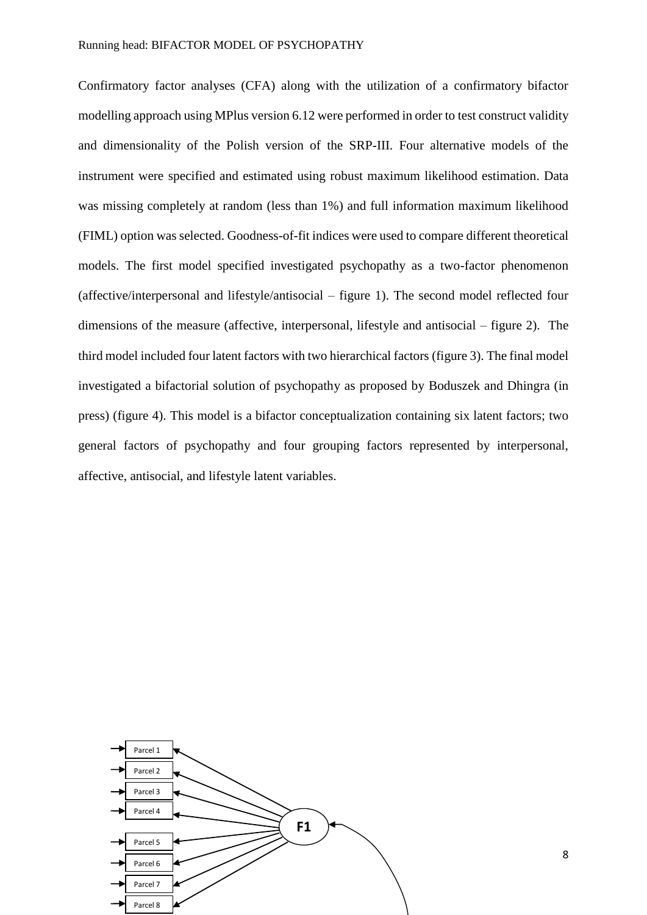Confirmatory factor analyses (CFA) along with the utilization of a confirmatory bifactor modelling approach using MPlus version 6.12 were performed in order to test construct validity and dimensionality of the Polish version of the SRP-III. Four alternative models of the instrument were specified and estimated using robust maximum likelihood estimation. Data was missing completely at random (less than 1%) and full information maximum likelihood (FIML) option was selected. Goodness-of-fit indices were used to compare different theoretical models. The first model specified investigated psychopathy as a two-factor phenomenon (affective/interpersonal and lifestyle/antisocial – figure 1). The second model reflected four dimensions of the measure (affective, interpersonal, lifestyle and antisocial – figure 2). The third model included four latent factors with two hierarchical factors (figure 3). The final model investigated a bifactorial solution of psychopathy as proposed by Boduszek and Dhingra (in press) (figure 4). This model is a bifactor conceptualization containing six latent factors; two general factors of psychopathy and four grouping factors represented by interpersonal, affective, antisocial, and lifestyle latent variables.

Parcel 1
Parcel 2
Parcel 3
Parcel 4
Parcel 5
Parcel 6
Parcel 7
Parcel 8
F1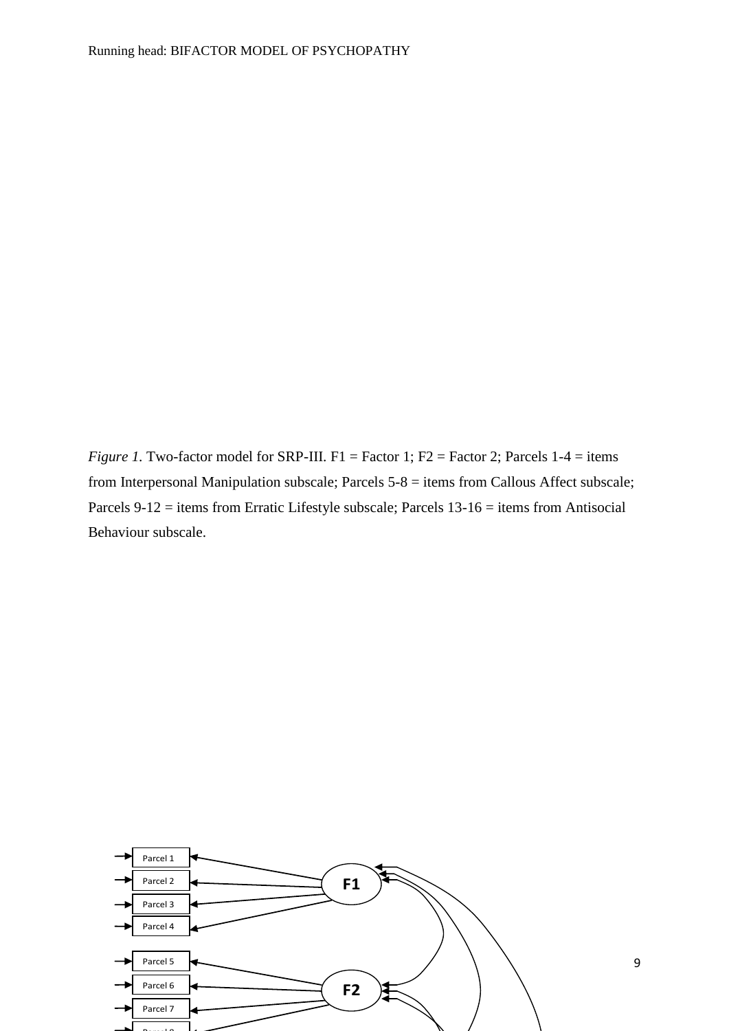*Figure 1.* Two-factor model for SRP-III. F1 = Factor 1; F2 = Factor 2; Parcels 1-4 = items from Interpersonal Manipulation subscale; Parcels 5-8 = items from Callous Affect subscale; Parcels 9-12 = items from Erratic Lifestyle subscale; Parcels 13-16 = items from Antisocial Behaviour subscale.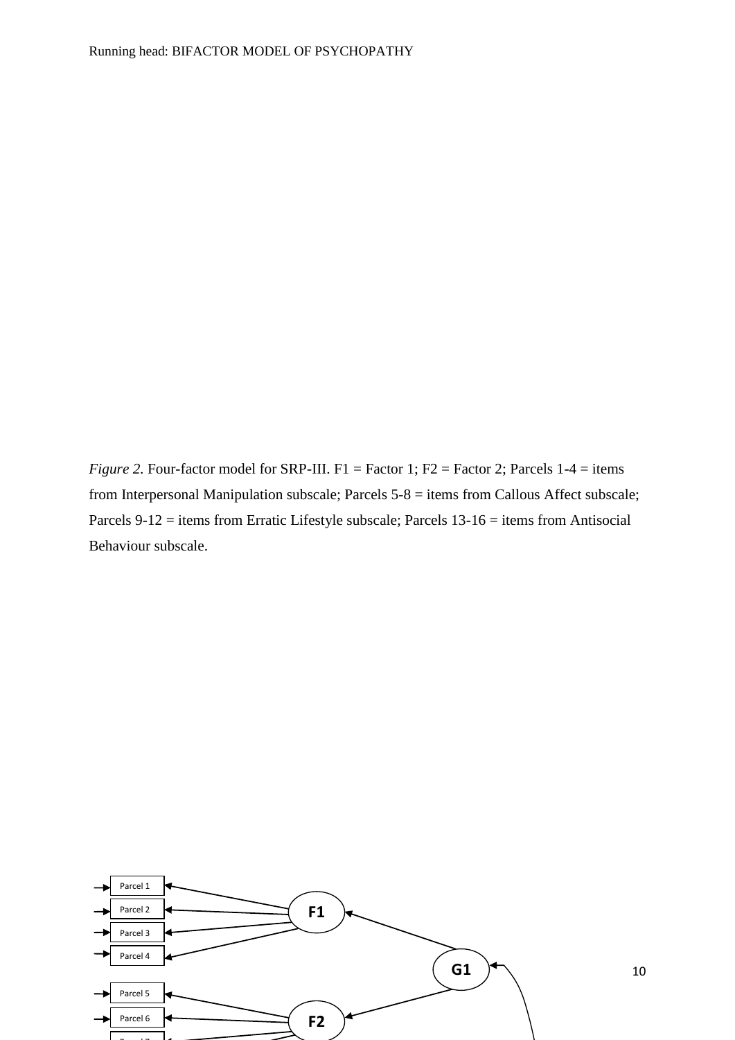*Figure 2.* Four-factor model for SRP-III. F1 = Factor 1; F2 = Factor 2; Parcels 1-4 = items from Interpersonal Manipulation subscale; Parcels 5-8 = items from Callous Affect subscale; Parcels 9-12 = items from Erratic Lifestyle subscale; Parcels 13-16 = items from Antisocial Behaviour subscale.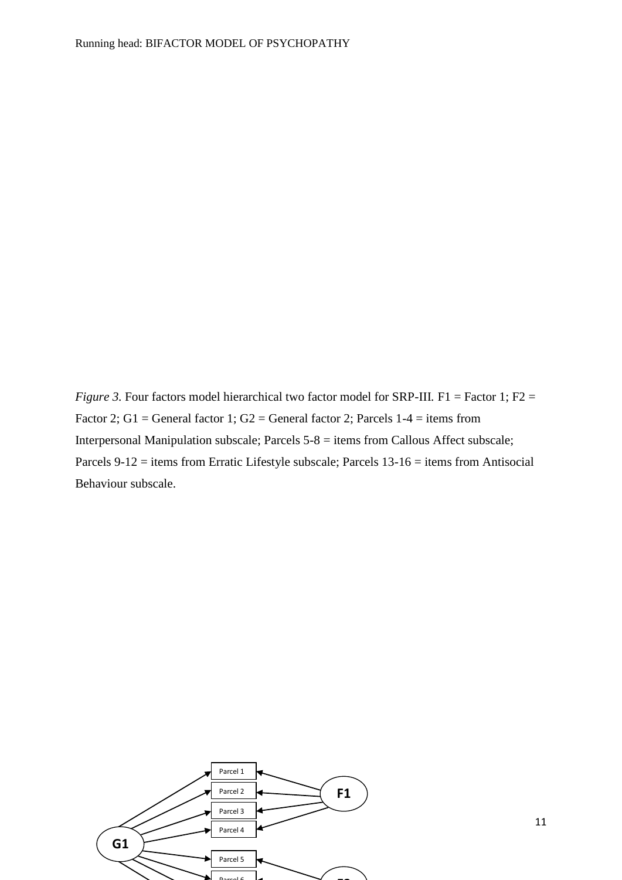*Figure 3.* Four factors model hierarchical two factor model for SRP-III. F1 = Factor 1; F2 = Factor 2; G1 = General factor 1; G2 = General factor 2; Parcels 1-4 = items from Interpersonal Manipulation subscale; Parcels 5-8 = items from Callous Affect subscale; Parcels 9-12 = items from Erratic Lifestyle subscale; Parcels 13-16 = items from Antisocial Behaviour subscale.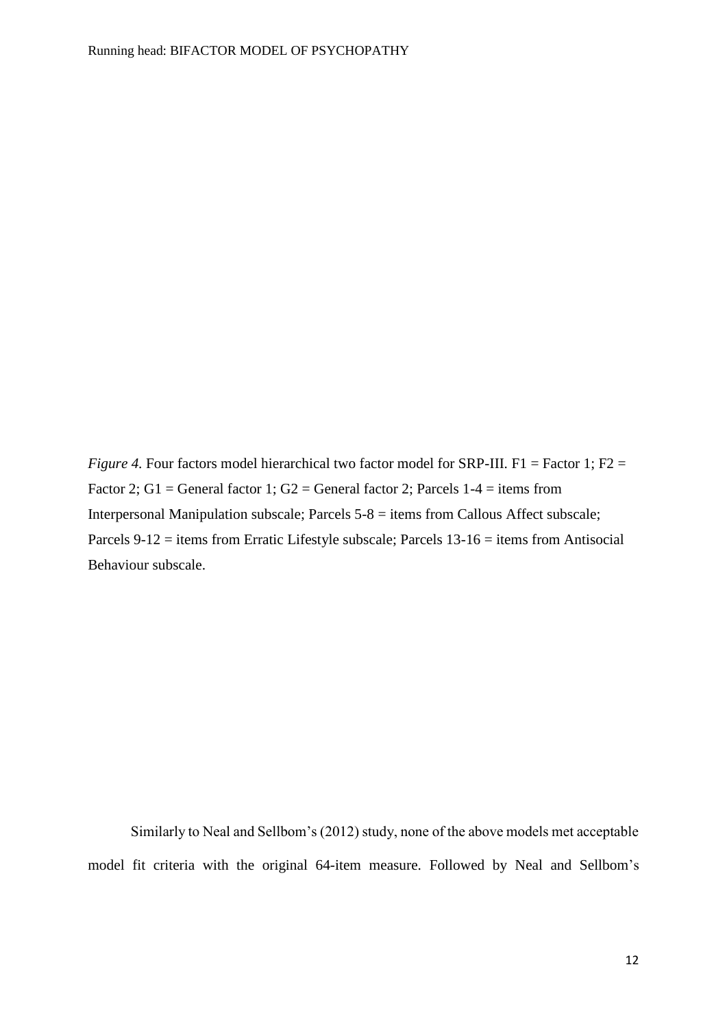*Figure 4.* Four factors model hierarchical two factor model for SRP-III. F1 = Factor 1; F2 = Factor 2; G1 = General factor 1; G2 = General factor 2; Parcels 1-4 = items from Interpersonal Manipulation subscale; Parcels 5-8 = items from Callous Affect subscale; Parcels 9-12 = items from Erratic Lifestyle subscale; Parcels 13-16 = items from Antisocial Behaviour subscale.

Similarly to Neal and Sellbom's (2012) study, none of the above models met acceptable model fit criteria with the original 64-item measure. Followed by Neal and Sellbom's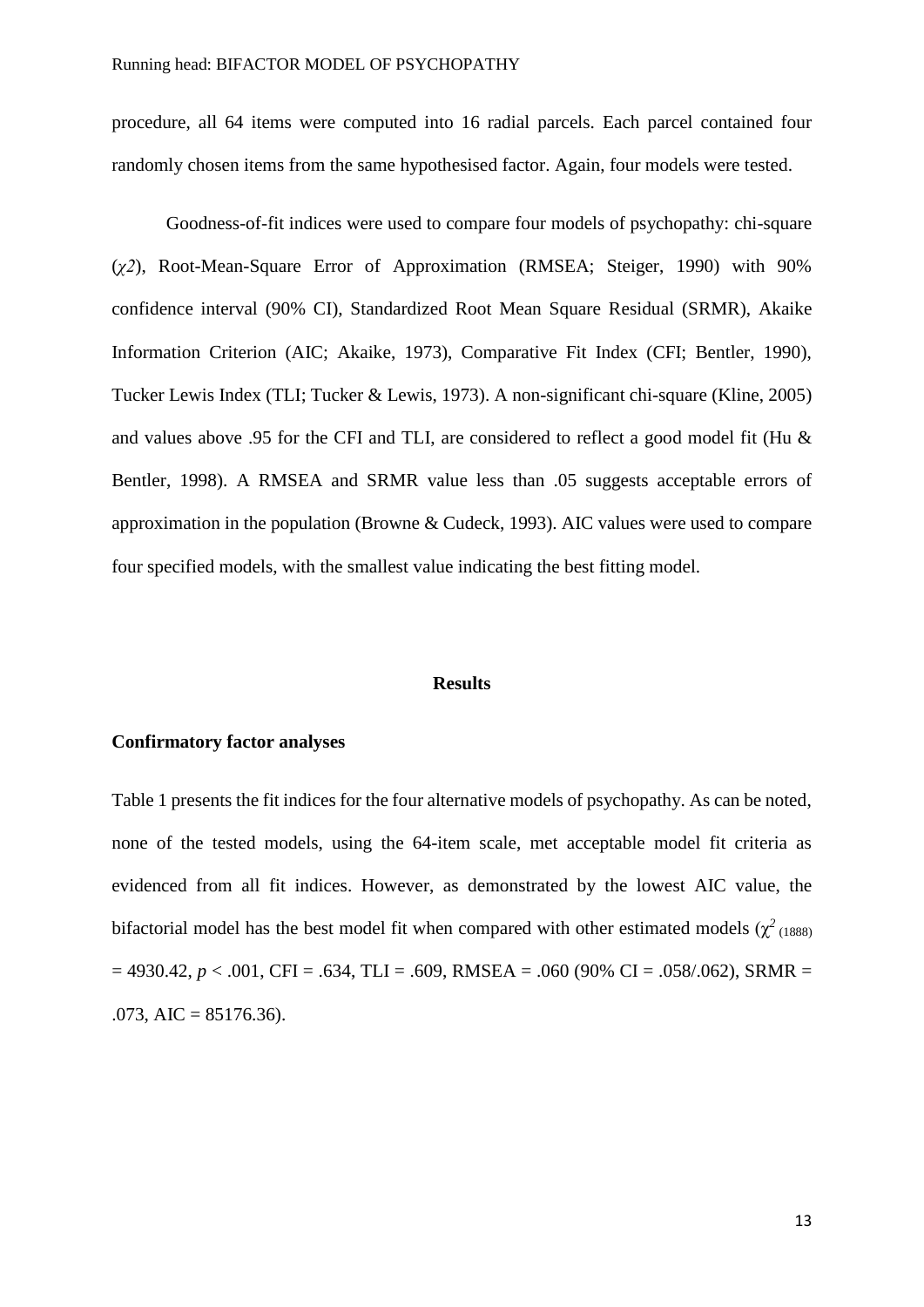procedure, all 64 items were computed into 16 radial parcels. Each parcel contained four randomly chosen items from the same hypothesised factor. Again, four models were tested.

Goodness-of-fit indices were used to compare four models of psychopathy: chi-square ($\chi 2$), Root-Mean-Square Error of Approximation (RMSEA; Steiger, 1990) with 90% confidence interval (90% CI), Standardized Root Mean Square Residual (SRMR), Akaike Information Criterion (AIC; Akaike, 1973), Comparative Fit Index (CFI; Bentler, 1990), Tucker Lewis Index (TLI; Tucker & Lewis, 1973). A non-significant chi-square (Kline, 2005) and values above .95 for the CFI and TLI, are considered to reflect a good model fit (Hu & Bentler, 1998). A RMSEA and SRMR value less than .05 suggests acceptable errors of approximation in the population (Browne & Cudeck, 1993). AIC values were used to compare four specified models, with the smallest value indicating the best fitting model.

## Results

### Confirmatory factor analyses

Table 1 presents the fit indices for the four alternative models of psychopathy. As can be noted, none of the tested models, using the 64-item scale, met acceptable model fit criteria as evidenced from all fit indices. However, as demonstrated by the lowest AIC value, the bifactorial model has the best model fit when compared with other estimated models ($\chi^2_{(1888)}$ = 4930.42, $p < .001$, CFI = .634, TLI = .609, RMSEA = .060 (90% CI = .058/.062), SRMR = .073, AIC = 85176.36).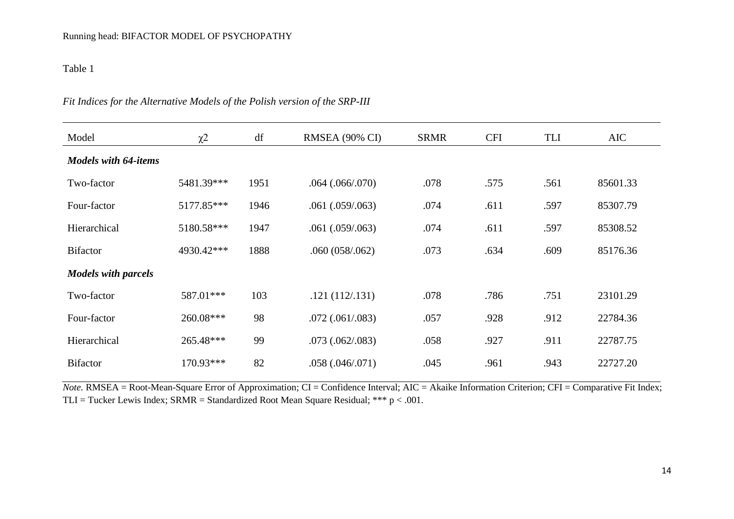Table 1

*Fit Indices for the Alternative Models of the Polish version of the SRP-III*

| Model | $\chi2$ | df | RMSEA (90% CI) | SRMR | CFI | TLI | AIC |
|---|---|---|---|---|---|---|---|
| ***Models with 64-items*** | | | | | | | |
| Two-factor | 5481.39*** | 1951 | .064 (.066/.070) | .078 | .575 | .561 | 85601.33 |
| Four-factor | 5177.85*** | 1946 | .061 (.059/.063) | .074 | .611 | .597 | 85307.79 |
| Hierarchical | 5180.58*** | 1947 | .061 (.059/.063) | .074 | .611 | .597 | 85308.52 |
| Bifactor | 4930.42*** | 1888 | .060 (058/.062) | .073 | .634 | .609 | 85176.36 |
| ***Models with parcels*** | | | | | | | |
| Two-factor | 587.01*** | 103 | .121 (112/.131) | .078 | .786 | .751 | 23101.29 |
| Four-factor | 260.08*** | 98 | .072 (.061/.083) | .057 | .928 | .912 | 22784.36 |
| Hierarchical | 265.48*** | 99 | .073 (.062/.083) | .058 | .927 | .911 | 22787.75 |
| Bifactor | 170.93*** | 82 | .058 (.046/.071) | .045 | .961 | .943 | 22727.20 |

*Note.* RMSEA = Root-Mean-Square Error of Approximation; CI = Confidence Interval; AIC = Akaike Information Criterion; CFI = Comparative Fit Index; TLI = Tucker Lewis Index; SRMR = Standardized Root Mean Square Residual; *** $p < .001$.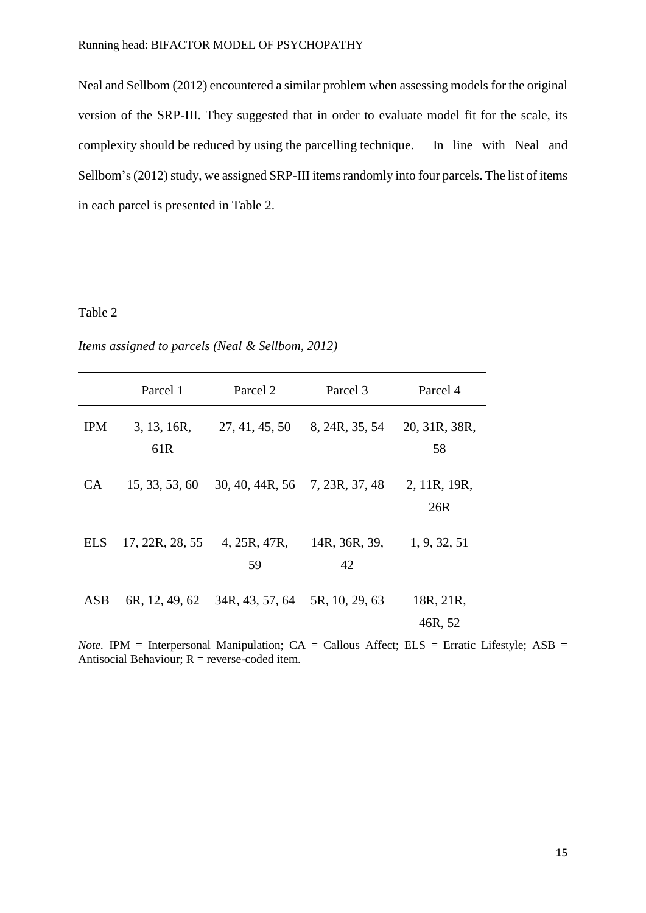Neal and Sellbom (2012) encountered a similar problem when assessing models for the original version of the SRP-III. They suggested that in order to evaluate model fit for the scale, its complexity should be reduced by using the parcelling technique. In line with Neal and Sellbom's (2012) study, we assigned SRP-III items randomly into four parcels. The list of items in each parcel is presented in Table 2.

Table 2

*Items assigned to parcels (Neal & Sellbom, 2012)*

| | Parcel 1 | Parcel 2 | Parcel 3 | Parcel 4 |
|---|---|---|---|---|
| IPM | 3, 13, 16R, 61R | 27, 41, 45, 50 | 8, 24R, 35, 54 | 20, 31R, 38R, 58 |
| CA | 15, 33, 53, 60 | 30, 40, 44R, 56 | 7, 23R, 37, 48 | 2, 11R, 19R, 26R |
| ELS | 17, 22R, 28, 55 | 4, 25R, 47R, 59 | 14R, 36R, 39, 42 | 1, 9, 32, 51 |
| ASB | 6R, 12, 49, 62 | 34R, 43, 57, 64 | 5R, 10, 29, 63 | 18R, 21R, 46R, 52 |

*Note.* IPM = Interpersonal Manipulation; CA = Callous Affect; ELS = Erratic Lifestyle; ASB = Antisocial Behaviour; R = reverse-coded item.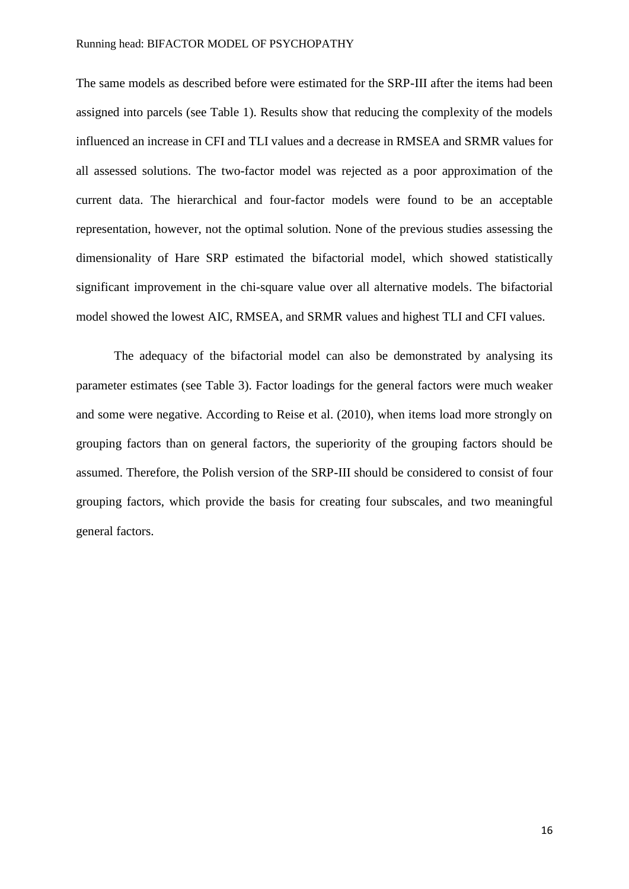The same models as described before were estimated for the SRP-III after the items had been assigned into parcels (see Table 1). Results show that reducing the complexity of the models influenced an increase in CFI and TLI values and a decrease in RMSEA and SRMR values for all assessed solutions. The two-factor model was rejected as a poor approximation of the current data. The hierarchical and four-factor models were found to be an acceptable representation, however, not the optimal solution. None of the previous studies assessing the dimensionality of Hare SRP estimated the bifactorial model, which showed statistically significant improvement in the chi-square value over all alternative models. The bifactorial model showed the lowest AIC, RMSEA, and SRMR values and highest TLI and CFI values.

The adequacy of the bifactorial model can also be demonstrated by analysing its parameter estimates (see Table 3). Factor loadings for the general factors were much weaker and some were negative. According to Reise et al. (2010), when items load more strongly on grouping factors than on general factors, the superiority of the grouping factors should be assumed. Therefore, the Polish version of the SRP-III should be considered to consist of four grouping factors, which provide the basis for creating four subscales, and two meaningful general factors.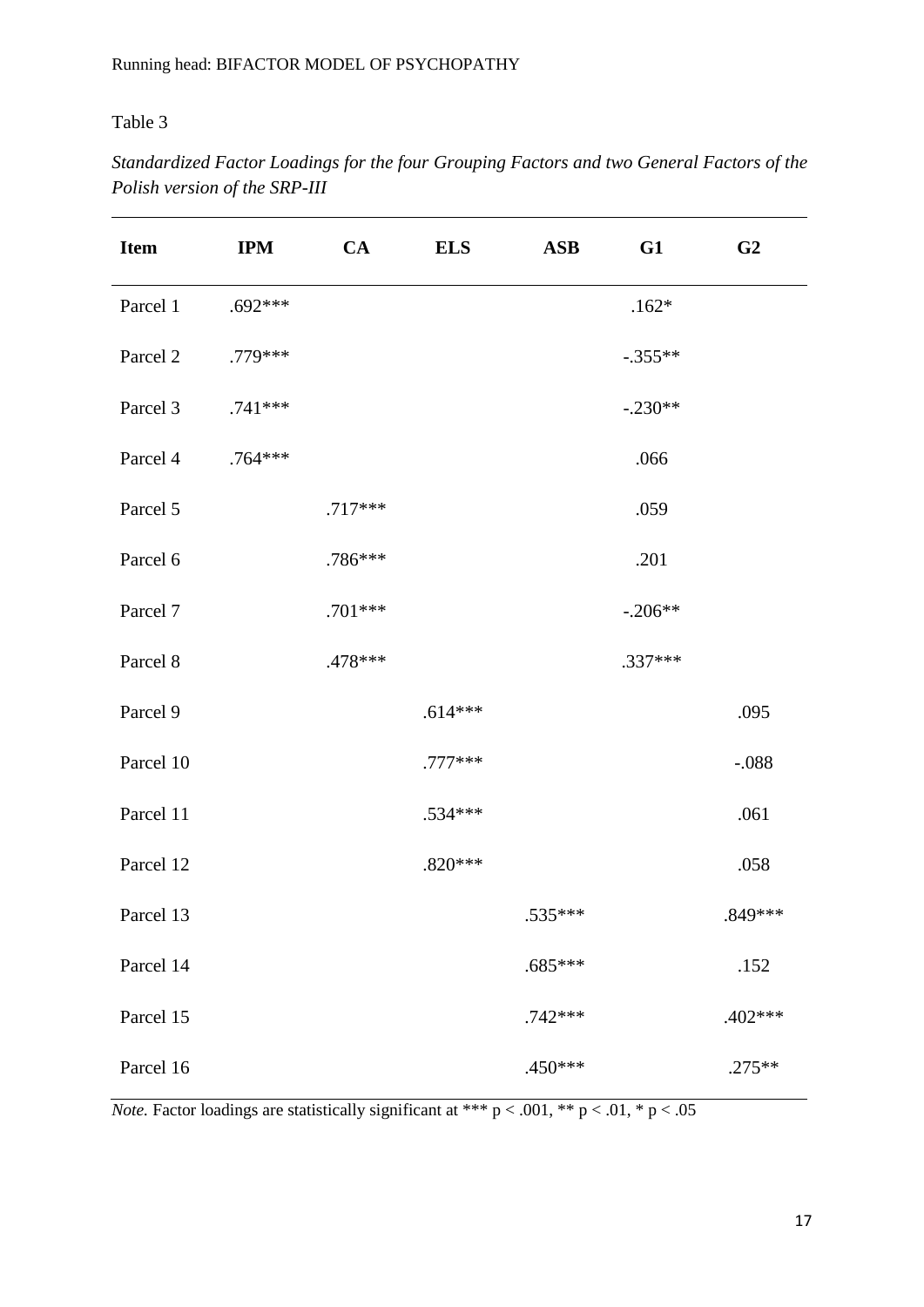Table 3

*Standardized Factor Loadings for the four Grouping Factors and two General Factors of the Polish version of the SRP-III*

| Item | IPM | CA | ELS | ASB | G1 | G2 |
|---|---|---|---|---|---|---|
| Parcel 1 | .692*** | | | | .162* | |
| Parcel 2 | .779*** | | | | -.355** | |
| Parcel 3 | .741*** | | | | -.230** | |
| Parcel 4 | .764*** | | | | .066 | |
| Parcel 5 | | .717*** | | | .059 | |
| Parcel 6 | | .786*** | | | .201 | |
| Parcel 7 | | .701*** | | | -.206** | |
| Parcel 8 | | .478*** | | | .337*** | |
| Parcel 9 | | | .614*** | | | .095 |
| Parcel 10 | | | .777*** | | | -.088 |
| Parcel 11 | | | .534*** | | | .061 |
| Parcel 12 | | | .820*** | | | .058 |
| Parcel 13 | | | | .535*** | | .849*** |
| Parcel 14 | | | | .685*** | | .152 |
| Parcel 15 | | | | .742*** | | .402*** |
| Parcel 16 | | | | .450*** | | .275** |

*Note.* Factor loadings are statistically significant at *** $p < .001$, ** $p < .01$, * $p < .05$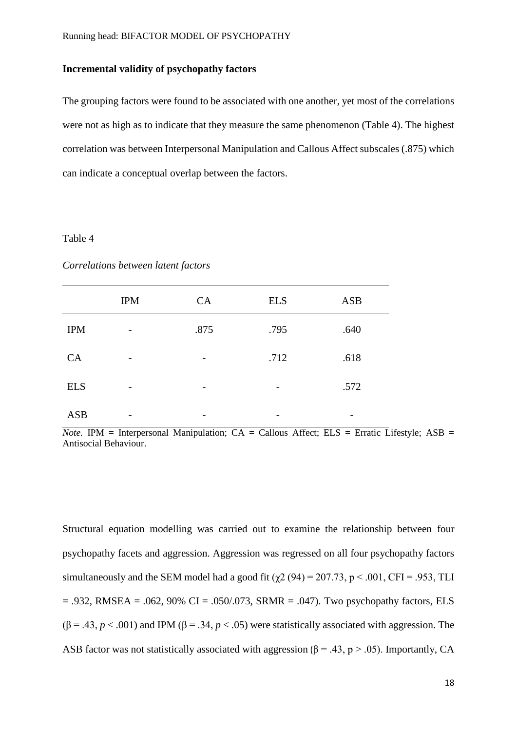**Incremental validity of psychopathy factors**

The grouping factors were found to be associated with one another, yet most of the correlations were not as high as to indicate that they measure the same phenomenon (Table 4). The highest correlation was between Interpersonal Manipulation and Callous Affect subscales (.875) which can indicate a conceptual overlap between the factors.

Table 4

*Correlations between latent factors*

| | IPM | CA | ELS | ASB |
|---|---|---|---|---|
| IPM | - | .875 | .795 | .640 |
| CA | - | - | .712 | .618 |
| ELS | - | - | - | .572 |
| ASB | - | - | - | - |

*Note.* IPM = Interpersonal Manipulation; CA = Callous Affect; ELS = Erratic Lifestyle; ASB = Antisocial Behaviour.

Structural equation modelling was carried out to examine the relationship between four psychopathy facets and aggression. Aggression was regressed on all four psychopathy factors simultaneously and the SEM model had a good fit ($\chi2$ (94) = 207.73, $p < .001$, CFI = .953, TLI = .932, RMSEA = .062, 90% CI = .050/.073, SRMR = .047). Two psychopathy factors, ELS ($\beta = .43$, $p < .001$) and IPM ($\beta = .34$, $p < .05$) were statistically associated with aggression. The ASB factor was not statistically associated with aggression ($\beta = .43$, $p > .05$). Importantly, CA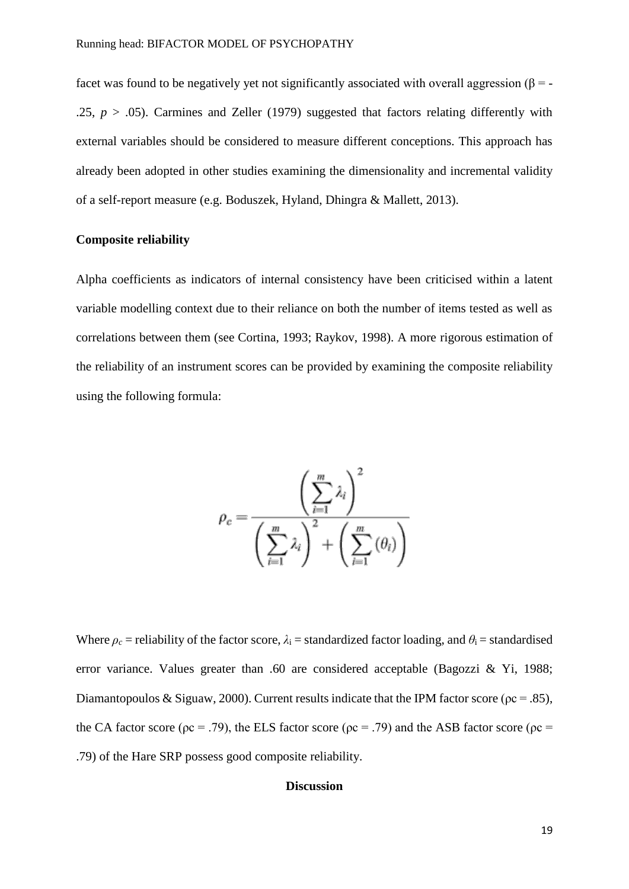facet was found to be negatively yet not significantly associated with overall aggression ($\beta = -.25$, $p > .05$). Carmines and Zeller (1979) suggested that factors relating differently with external variables should be considered to measure different conceptions. This approach has already been adopted in other studies examining the dimensionality and incremental validity of a self-report measure (e.g. Boduszek, Hyland, Dhingra & Mallett, 2013).

**Composite reliability**

Alpha coefficients as indicators of internal consistency have been criticised within a latent variable modelling context due to their reliance on both the number of items tested as well as correlations between them (see Cortina, 1993; Raykov, 1998). A more rigorous estimation of the reliability of an instrument scores can be provided by examining the composite reliability using the following formula:

$$\rho_c = \frac{\left(\sum_{i=1}^{m} \lambda_i\right)^2}{\left(\sum_{i=1}^{m} \lambda_i\right)^2 + \left(\sum_{i=1}^{m} (\theta_i)\right)}$$

Where $\rho_c$ = reliability of the factor score, $\lambda_i$ = standardized factor loading, and $\theta_i$ = standardised error variance. Values greater than .60 are considered acceptable (Bagozzi & Yi, 1988; Diamantopoulos & Siguaw, 2000). Current results indicate that the IPM factor score ($\rho c = .85$), the CA factor score ($\rho c = .79$), the ELS factor score ($\rho c = .79$) and the ASB factor score ($\rho c = .79$) of the Hare SRP possess good composite reliability.

## Discussion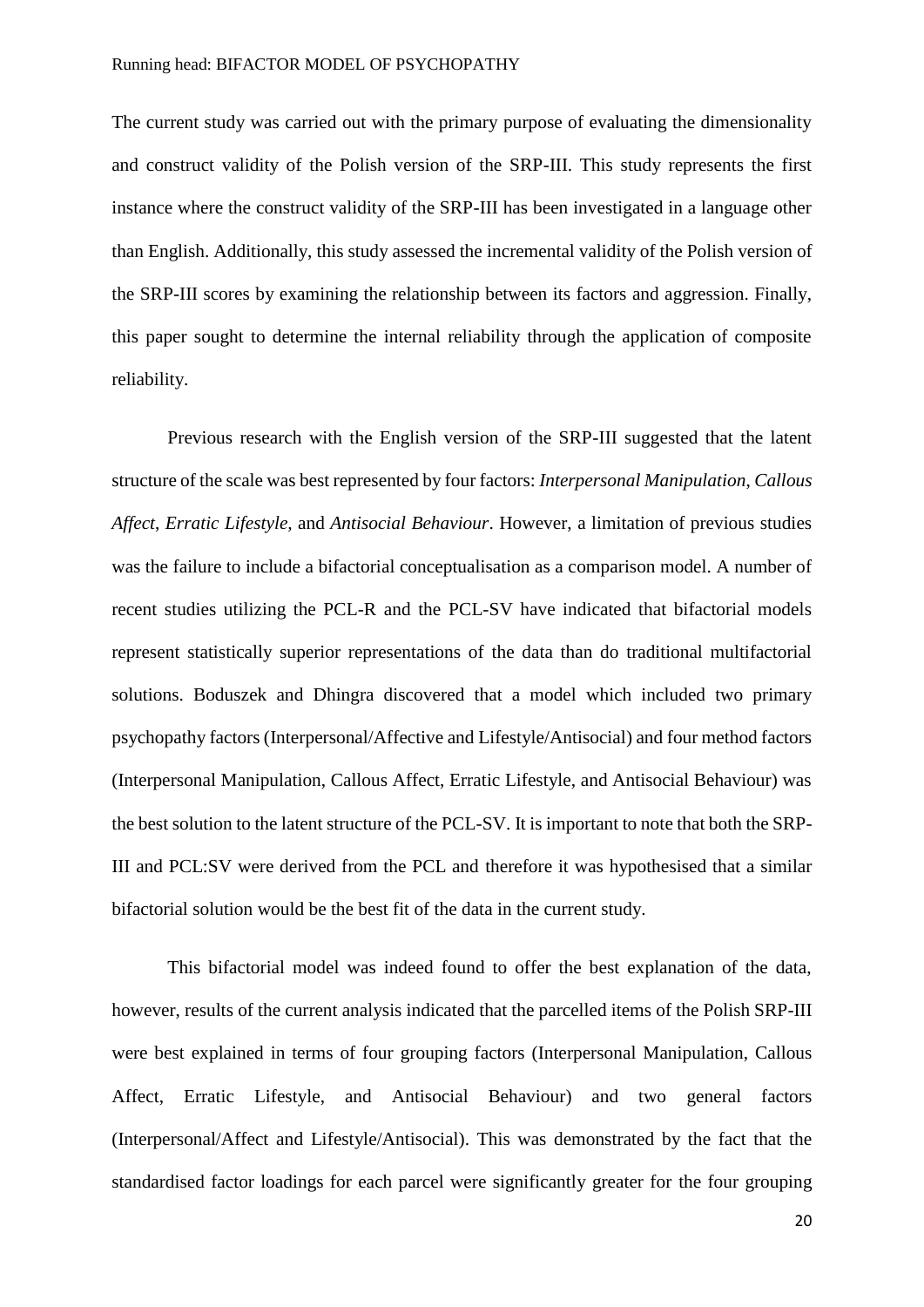The current study was carried out with the primary purpose of evaluating the dimensionality and construct validity of the Polish version of the SRP-III. This study represents the first instance where the construct validity of the SRP-III has been investigated in a language other than English. Additionally, this study assessed the incremental validity of the Polish version of the SRP-III scores by examining the relationship between its factors and aggression. Finally, this paper sought to determine the internal reliability through the application of composite reliability.

Previous research with the English version of the SRP-III suggested that the latent structure of the scale was best represented by four factors: *Interpersonal Manipulation*, *Callous Affect*, *Erratic Lifestyle,* and *Antisocial Behaviour*. However, a limitation of previous studies was the failure to include a bifactorial conceptualisation as a comparison model. A number of recent studies utilizing the PCL-R and the PCL-SV have indicated that bifactorial models represent statistically superior representations of the data than do traditional multifactorial solutions. Boduszek and Dhingra discovered that a model which included two primary psychopathy factors (Interpersonal/Affective and Lifestyle/Antisocial) and four method factors (Interpersonal Manipulation, Callous Affect, Erratic Lifestyle, and Antisocial Behaviour) was the best solution to the latent structure of the PCL-SV. It is important to note that both the SRP-III and PCL:SV were derived from the PCL and therefore it was hypothesised that a similar bifactorial solution would be the best fit of the data in the current study.

This bifactorial model was indeed found to offer the best explanation of the data, however, results of the current analysis indicated that the parcelled items of the Polish SRP-III were best explained in terms of four grouping factors (Interpersonal Manipulation, Callous Affect, Erratic Lifestyle, and Antisocial Behaviour) and two general factors (Interpersonal/Affect and Lifestyle/Antisocial). This was demonstrated by the fact that the standardised factor loadings for each parcel were significantly greater for the four grouping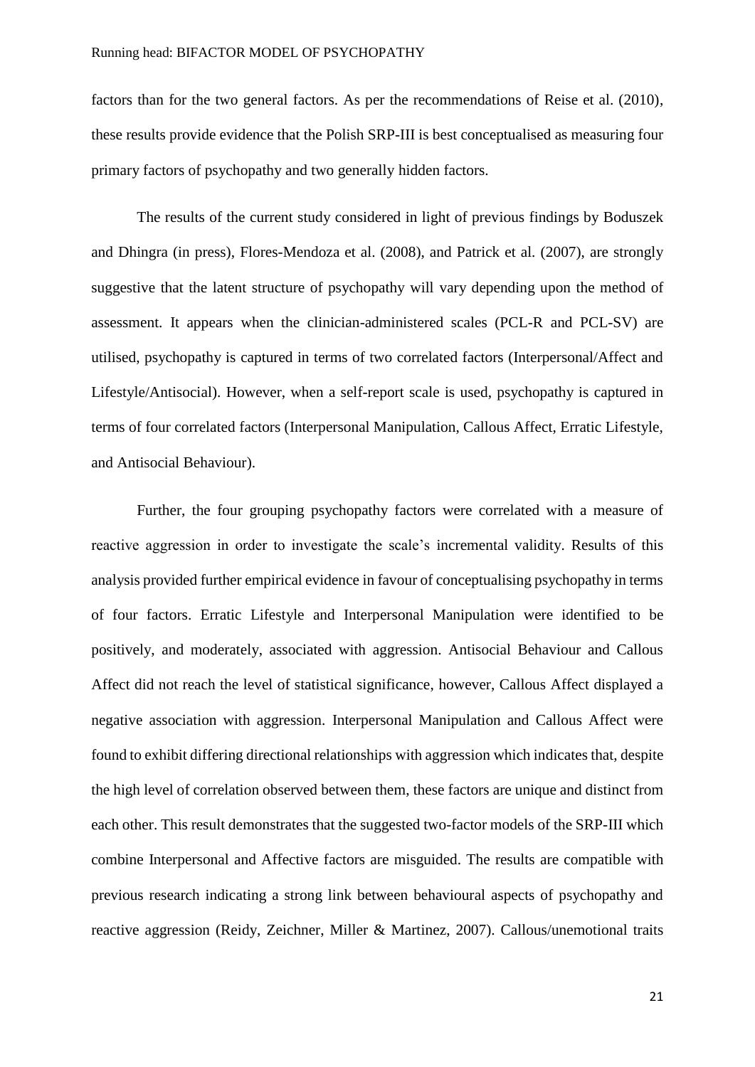factors than for the two general factors. As per the recommendations of Reise et al. (2010), these results provide evidence that the Polish SRP-III is best conceptualised as measuring four primary factors of psychopathy and two generally hidden factors.

The results of the current study considered in light of previous findings by Boduszek and Dhingra (in press), Flores-Mendoza et al. (2008), and Patrick et al. (2007), are strongly suggestive that the latent structure of psychopathy will vary depending upon the method of assessment. It appears when the clinician-administered scales (PCL-R and PCL-SV) are utilised, psychopathy is captured in terms of two correlated factors (Interpersonal/Affect and Lifestyle/Antisocial). However, when a self-report scale is used, psychopathy is captured in terms of four correlated factors (Interpersonal Manipulation, Callous Affect, Erratic Lifestyle, and Antisocial Behaviour).

Further, the four grouping psychopathy factors were correlated with a measure of reactive aggression in order to investigate the scale's incremental validity. Results of this analysis provided further empirical evidence in favour of conceptualising psychopathy in terms of four factors. Erratic Lifestyle and Interpersonal Manipulation were identified to be positively, and moderately, associated with aggression. Antisocial Behaviour and Callous Affect did not reach the level of statistical significance, however, Callous Affect displayed a negative association with aggression. Interpersonal Manipulation and Callous Affect were found to exhibit differing directional relationships with aggression which indicates that, despite the high level of correlation observed between them, these factors are unique and distinct from each other. This result demonstrates that the suggested two-factor models of the SRP-III which combine Interpersonal and Affective factors are misguided. The results are compatible with previous research indicating a strong link between behavioural aspects of psychopathy and reactive aggression (Reidy, Zeichner, Miller & Martinez, 2007). Callous/unemotional traits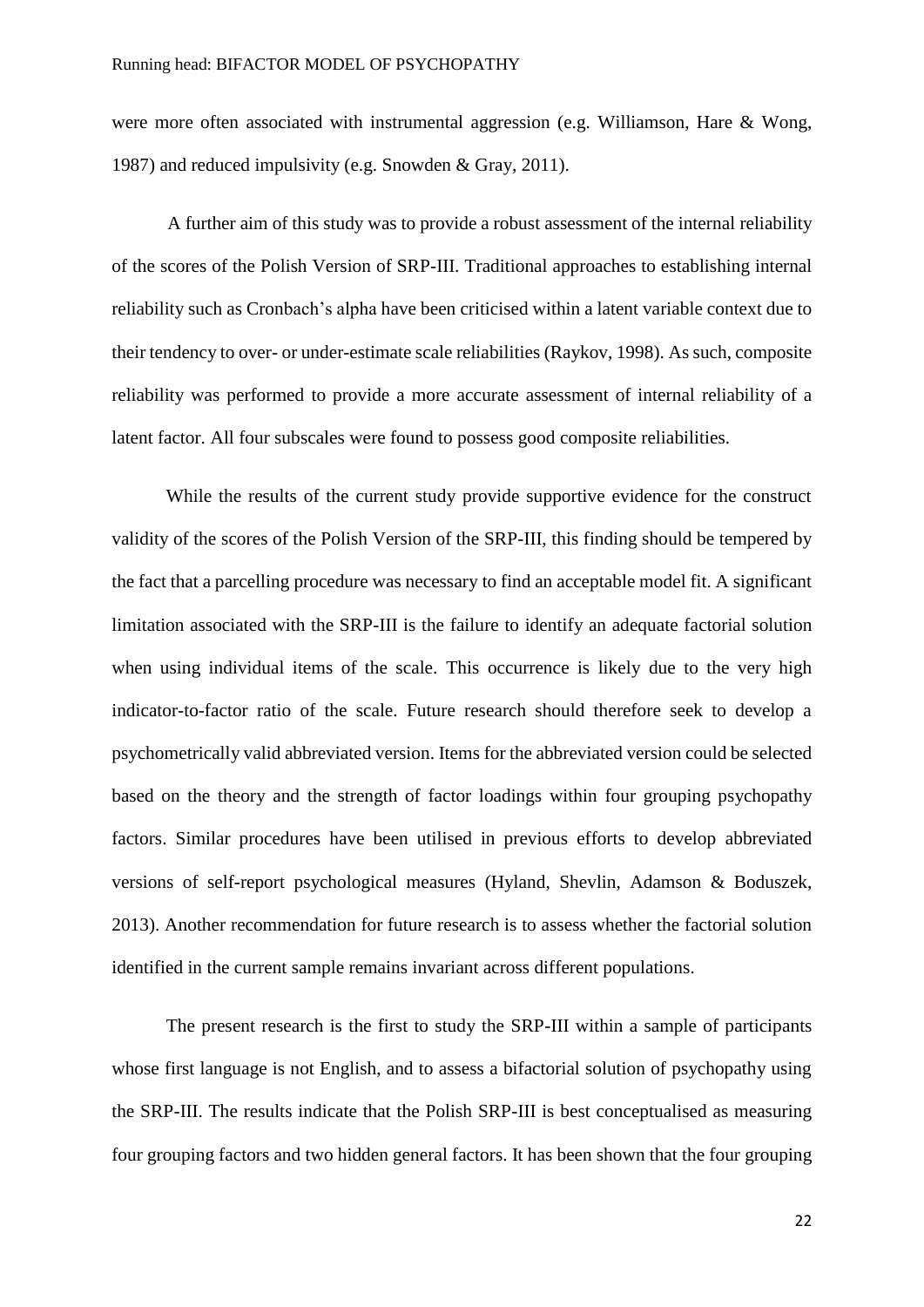were more often associated with instrumental aggression (e.g. Williamson, Hare & Wong, 1987) and reduced impulsivity (e.g. Snowden & Gray, 2011).

A further aim of this study was to provide a robust assessment of the internal reliability of the scores of the Polish Version of SRP-III. Traditional approaches to establishing internal reliability such as Cronbach's alpha have been criticised within a latent variable context due to their tendency to over- or under-estimate scale reliabilities (Raykov, 1998). As such, composite reliability was performed to provide a more accurate assessment of internal reliability of a latent factor. All four subscales were found to possess good composite reliabilities.

While the results of the current study provide supportive evidence for the construct validity of the scores of the Polish Version of the SRP-III, this finding should be tempered by the fact that a parcelling procedure was necessary to find an acceptable model fit. A significant limitation associated with the SRP-III is the failure to identify an adequate factorial solution when using individual items of the scale. This occurrence is likely due to the very high indicator-to-factor ratio of the scale. Future research should therefore seek to develop a psychometrically valid abbreviated version. Items for the abbreviated version could be selected based on the theory and the strength of factor loadings within four grouping psychopathy factors. Similar procedures have been utilised in previous efforts to develop abbreviated versions of self-report psychological measures (Hyland, Shevlin, Adamson & Boduszek, 2013). Another recommendation for future research is to assess whether the factorial solution identified in the current sample remains invariant across different populations.

The present research is the first to study the SRP-III within a sample of participants whose first language is not English, and to assess a bifactorial solution of psychopathy using the SRP-III. The results indicate that the Polish SRP-III is best conceptualised as measuring four grouping factors and two hidden general factors. It has been shown that the four grouping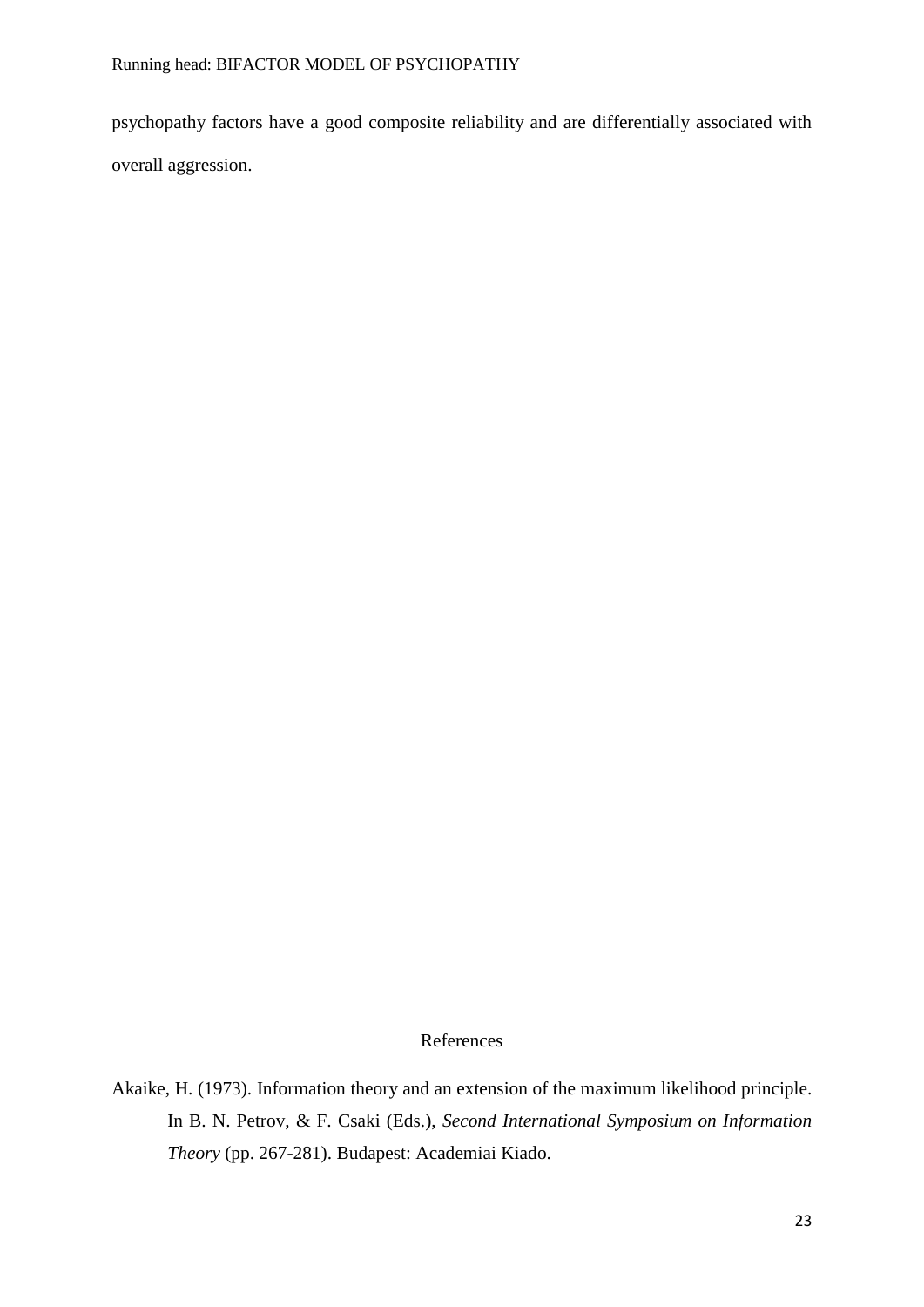psychopathy factors have a good composite reliability and are differentially associated with overall aggression.

## References

Akaike, H. (1973). Information theory and an extension of the maximum likelihood principle. In B. N. Petrov, & F. Csaki (Eds.), *Second International Symposium on Information Theory* (pp. 267-281). Budapest: Academiai Kiado.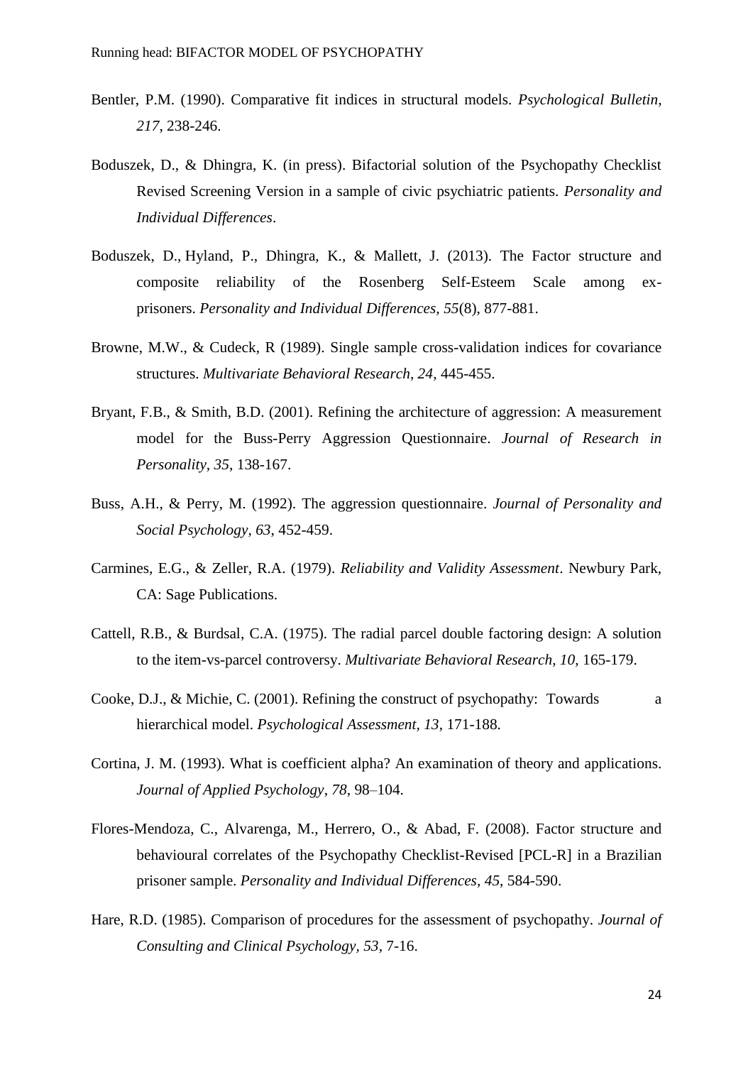Bentler, P.M. (1990). Comparative fit indices in structural models. *Psychological Bulletin, 217*, 238-246.

Boduszek, D., & Dhingra, K. (in press). Bifactorial solution of the Psychopathy Checklist Revised Screening Version in a sample of civic psychiatric patients. *Personality and Individual Differences*.

Boduszek, D., Hyland, P., Dhingra, K., & Mallett, J. (2013). The Factor structure and composite reliability of the Rosenberg Self-Esteem Scale among ex-prisoners. *Personality and Individual Differences, 55*(8), 877-881.

Browne, M.W., & Cudeck, R (1989). Single sample cross-validation indices for covariance structures. *Multivariate Behavioral Research, 24*, 445-455.

Bryant, F.B., & Smith, B.D. (2001). Refining the architecture of aggression: A measurement model for the Buss-Perry Aggression Questionnaire. *Journal of Research in Personality, 35*, 138-167.

Buss, A.H., & Perry, M. (1992). The aggression questionnaire. *Journal of Personality and Social Psychology, 63*, 452-459.

Carmines, E.G., & Zeller, R.A. (1979). *Reliability and Validity Assessment*. Newbury Park, CA: Sage Publications.

Cattell, R.B., & Burdsal, C.A. (1975). The radial parcel double factoring design: A solution to the item-vs-parcel controversy. *Multivariate Behavioral Research, 10*, 165-179.

Cooke, D.J., & Michie, C. (2001). Refining the construct of psychopathy: Towards a hierarchical model. *Psychological Assessment, 13*, 171-188.

Cortina, J. M. (1993). What is coefficient alpha? An examination of theory and applications. *Journal of Applied Psychology, 78*, 98–104.

Flores-Mendoza, C., Alvarenga, M., Herrero, O., & Abad, F. (2008). Factor structure and behavioural correlates of the Psychopathy Checklist-Revised [PCL-R] in a Brazilian prisoner sample. *Personality and Individual Differences, 45*, 584-590.

Hare, R.D. (1985). Comparison of procedures for the assessment of psychopathy. *Journal of Consulting and Clinical Psychology, 53*, 7-16.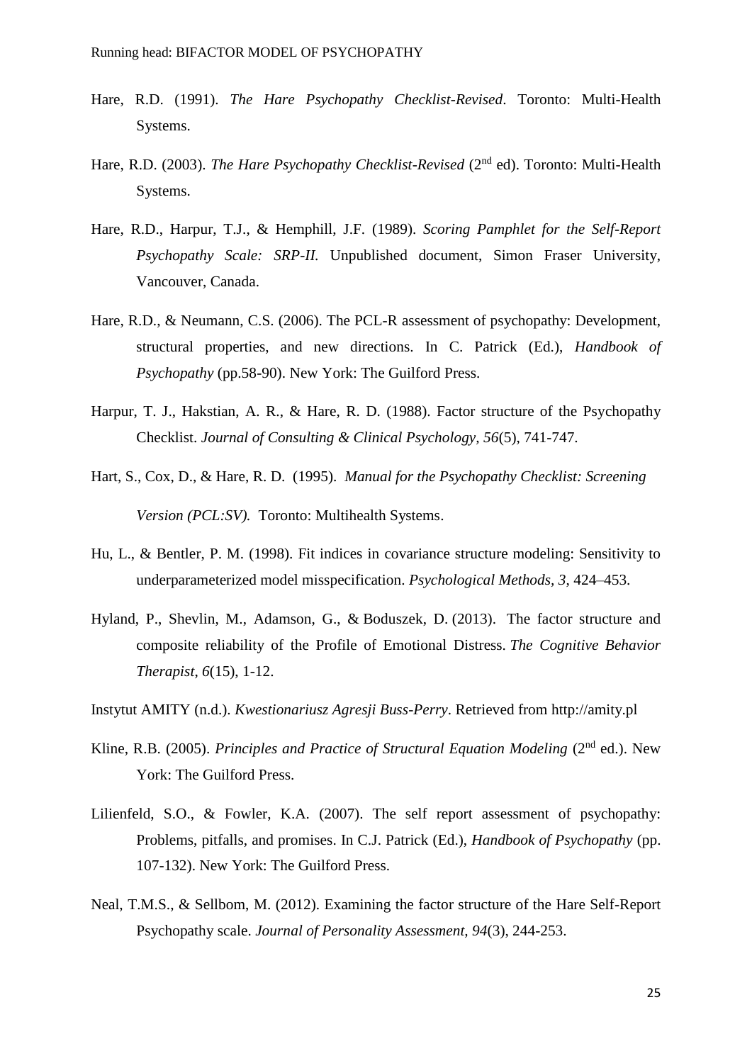Hare, R.D. (1991). *The Hare Psychopathy Checklist-Revised*. Toronto: Multi-Health Systems.

Hare, R.D. (2003). *The Hare Psychopathy Checklist-Revised* (2nd ed). Toronto: Multi-Health Systems.

Hare, R.D., Harpur, T.J., & Hemphill, J.F. (1989). *Scoring Pamphlet for the Self-Report Psychopathy Scale: SRP-II.* Unpublished document, Simon Fraser University, Vancouver, Canada.

Hare, R.D., & Neumann, C.S. (2006). The PCL-R assessment of psychopathy: Development, structural properties, and new directions. In C. Patrick (Ed.), *Handbook of Psychopathy* (pp.58-90). New York: The Guilford Press.

Harpur, T. J., Hakstian, A. R., & Hare, R. D. (1988). Factor structure of the Psychopathy Checklist. *Journal of Consulting & Clinical Psychology, 56*(5), 741-747.

Hart, S., Cox, D., & Hare, R. D. (1995). *Manual for the Psychopathy Checklist: Screening Version (PCL:SV).* Toronto: Multihealth Systems.

Hu, L., & Bentler, P. M. (1998). Fit indices in covariance structure modeling: Sensitivity to underparameterized model misspecification. *Psychological Methods, 3*, 424–453.

Hyland, P., Shevlin, M., Adamson, G., & Boduszek, D. (2013). The factor structure and composite reliability of the Profile of Emotional Distress. *The Cognitive Behavior Therapist*, *6*(15), 1-12.

Instytut AMITY (n.d.). *Kwestionariusz Agresji Buss-Perry*. Retrieved from http://amity.pl

Kline, R.B. (2005). *Principles and Practice of Structural Equation Modeling* (2nd ed.). New York: The Guilford Press.

Lilienfeld, S.O., & Fowler, K.A. (2007). The self report assessment of psychopathy: Problems, pitfalls, and promises. In C.J. Patrick (Ed.), *Handbook of Psychopathy* (pp. 107-132). New York: The Guilford Press.

Neal, T.M.S., & Sellbom, M. (2012). Examining the factor structure of the Hare Self-Report Psychopathy scale. *Journal of Personality Assessment*, *94*(3), 244-253.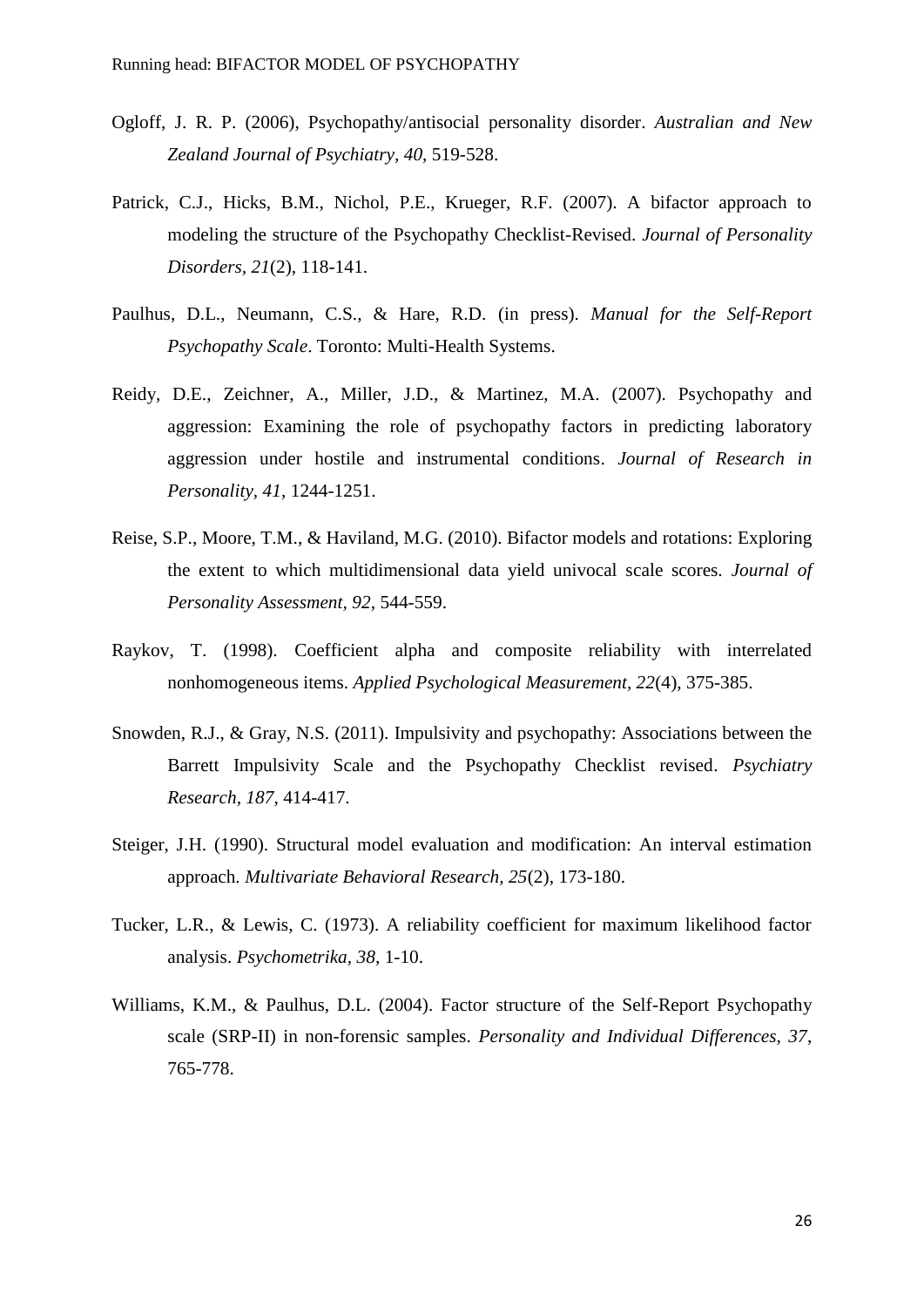Ogloff, J. R. P. (2006), Psychopathy/antisocial personality disorder. *Australian and New Zealand Journal of Psychiatry, 40*, 519-528.

Patrick, C.J., Hicks, B.M., Nichol, P.E., Krueger, R.F. (2007). A bifactor approach to modeling the structure of the Psychopathy Checklist-Revised. *Journal of Personality Disorders, 21*(2), 118-141.

Paulhus, D.L., Neumann, C.S., & Hare, R.D. (in press). *Manual for the Self-Report Psychopathy Scale*. Toronto: Multi-Health Systems.

Reidy, D.E., Zeichner, A., Miller, J.D., & Martinez, M.A. (2007). Psychopathy and aggression: Examining the role of psychopathy factors in predicting laboratory aggression under hostile and instrumental conditions. *Journal of Research in Personality, 41*, 1244-1251.

Reise, S.P., Moore, T.M., & Haviland, M.G. (2010). Bifactor models and rotations: Exploring the extent to which multidimensional data yield univocal scale scores. *Journal of Personality Assessment, 92*, 544-559.

Raykov, T. (1998). Coefficient alpha and composite reliability with interrelated nonhomogeneous items. *Applied Psychological Measurement, 22*(4), 375-385.

Snowden, R.J., & Gray, N.S. (2011). Impulsivity and psychopathy: Associations between the Barrett Impulsivity Scale and the Psychopathy Checklist revised. *Psychiatry Research, 187*, 414-417.

Steiger, J.H. (1990). Structural model evaluation and modification: An interval estimation approach. *Multivariate Behavioral Research, 25*(2), 173-180.

Tucker, L.R., & Lewis, C. (1973). A reliability coefficient for maximum likelihood factor analysis. *Psychometrika, 38*, 1-10.

Williams, K.M., & Paulhus, D.L. (2004). Factor structure of the Self-Report Psychopathy scale (SRP-II) in non-forensic samples. *Personality and Individual Differences, 37*, 765-778.